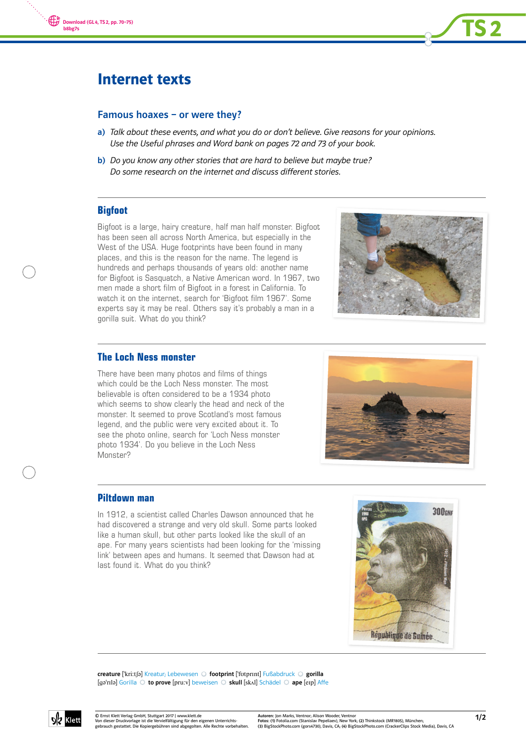# Internet texts

## Famous hoaxes – or were they?

**a)** *Talk about these events, and what you do or don't believe. Give reasons for your opinions. Use the Useful phrases and Word bank on pages 72 and 73 of your book.*

**b)** *Do you know any other stories that are hard to believe but maybe true? Do some research on the internet and discuss different stories.*

---

### Bigfoot

Bigfoot is a large, hairy creature, half man half monster. Bigfoot has been seen all across North America, but especially in the West of the USA. Huge footprints have been found in many places, and this is the reason for the name. The legend is hundreds and perhaps thousands of years old: another name for Bigfoot is Sasquatch, a Native American word. In 1967, two men made a short film of Bigfoot in a forest in California. To watch it on the internet, search for 'Bigfoot film 1967'. Some experts say it may be real. Others say it's probably a man in a gorilla suit. What do you think?

---

### The Loch Ness monster

There have been many photos and films of things which could be the Loch Ness monster. The most believable is often considered to be a 1934 photo which seems to show clearly the head and neck of the monster. It seemed to prove Scotland's most famous legend, and the public were very excited about it. To see the photo online, search for 'Loch Ness monster photo 1934'. Do you believe in the Loch Ness Monster?

---

### Piltdown man

In 1912, a scientist called Charles Dawson announced that he had discovered a strange and very old skull. Some parts looked like a human skull, but other parts looked like the skull of an ape. For many years scientists had been looking for the 'missing link' between apes and humans. It seemed that Dawson had at last found it. What do you think?

---

**creature** ['kriːtʃə] Kreatur; Lebewesen ○ **footprint** ['fʊtprɪnt] Fußabdruck ○ **gorilla** [gə'rɪlə] Gorilla ○ **to prove** [pruːv] beweisen ○ **skull** [skʌl] Schädel ○ **ape** [eɪp] Affe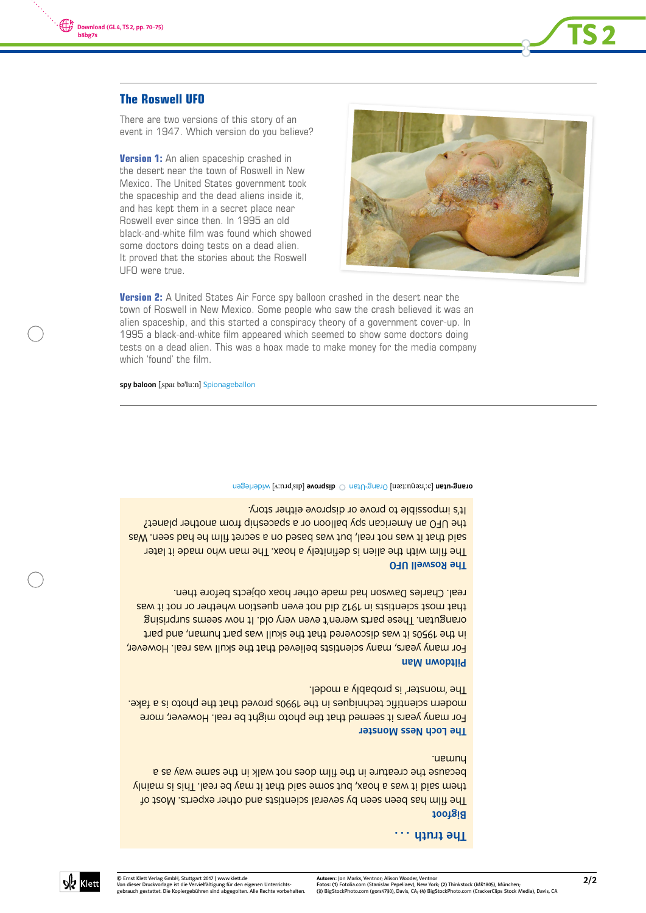## The Roswell UFO

There are two versions of this story of an event in 1947. Which version do you believe?

**Version 1:** An alien spaceship crashed in the desert near the town of Roswell in New Mexico. The United States government took the spaceship and the dead aliens inside it, and has kept them in a secret place near Roswell ever since then. In 1995 an old black-and-white film was found which showed some doctors doing tests on a dead alien. It proved that the stories about the Roswell UFO were true.

**Version 2:** A United States Air Force spy balloon crashed in the desert near the town of Roswell in New Mexico. Some people who saw the crash believed it was an alien spaceship, and this started a conspiracy theory of a government cover-up. In 1995 a black-and-white film appeared which seemed to show some doctors doing tests on a dead alien. This was a hoax made to make money for the media company which 'found' the film.

**spy baloon** [ˌspaɪ bəˈluːn] Spionageballon

---

### The truth ...

**Bigfoot**

The film has been seen by several scientists and other experts. Most of them said it was a hoax, but some said that it may be real. This is mainly because the creature in the film does not walk in the same way as a human.

**The Loch Ness Monster**

For many years it seemed that the photo might be real. However, more modern scientific techniques in the 1990s proved that the photo is a fake. The 'monster' is probably a model.

**Piltdown Man**

For many years, many scientists believed that the skull was real. However, in the 1950s it was discovered that the skull was part human, and part orangutan. These parts weren't even very old. It now seems surprising that most scientists in 1912 did not even question whether or not it was real. Charles Dawson had made other hoax objects before then.

**The Roswell UFO**

The film with the alien is definitely a hoax. The man who made it later said that it was not real, but was based on a secret film he had seen. Was the UFO an American spy balloon or a spaceship from another planet? It's impossible to prove or disprove either story.

**orang-utan** [ɔːˈræŋuːtæn] Orang-Utan **disprove** [dɪsˈpruːv] widerlegen